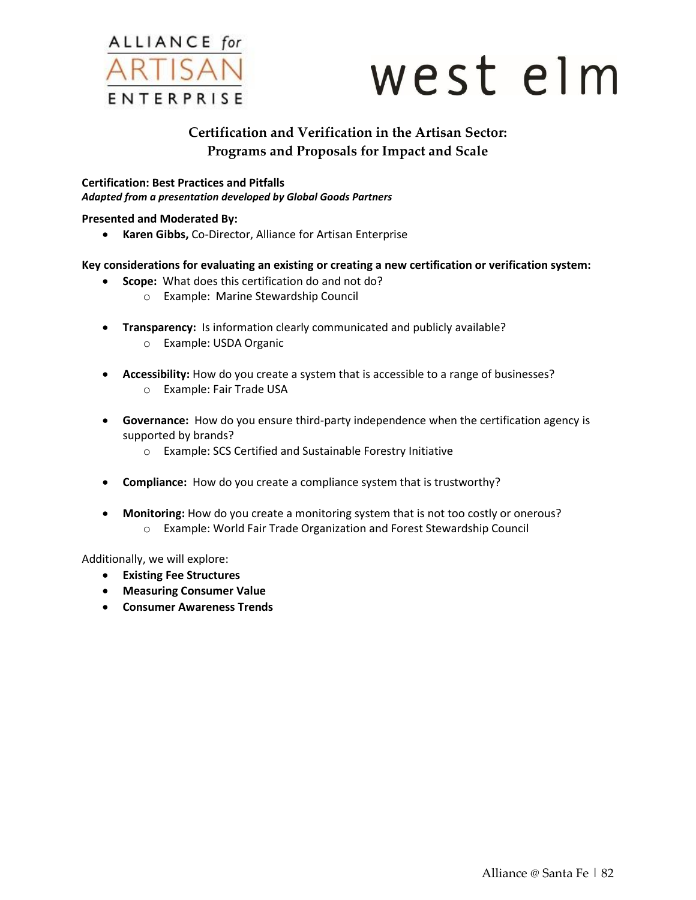ALLIANCE for ARTISAN ENTERPRISE

west elm

# Certification and Verification in the Artisan Sector: Programs and Proposals for Impact and Scale

**Certification: Best Practices and Pitfalls**
***Adapted from a presentation developed by Global Goods Partners***

**Presented and Moderated By:**

- **Karen Gibbs,** Co-Director, Alliance for Artisan Enterprise

**Key considerations for evaluating an existing or creating a new certification or verification system:**

- **Scope:** What does this certification do and not do?
  - Example: Marine Stewardship Council

- **Transparency:** Is information clearly communicated and publicly available?
  - Example: USDA Organic

- **Accessibility:** How do you create a system that is accessible to a range of businesses?
  - Example: Fair Trade USA

- **Governance:** How do you ensure third-party independence when the certification agency is supported by brands?
  - Example: SCS Certified and Sustainable Forestry Initiative

- **Compliance:** How do you create a compliance system that is trustworthy?

- **Monitoring:** How do you create a monitoring system that is not too costly or onerous?
  - Example: World Fair Trade Organization and Forest Stewardship Council

Additionally, we will explore:

- **Existing Fee Structures**
- **Measuring Consumer Value**
- **Consumer Awareness Trends**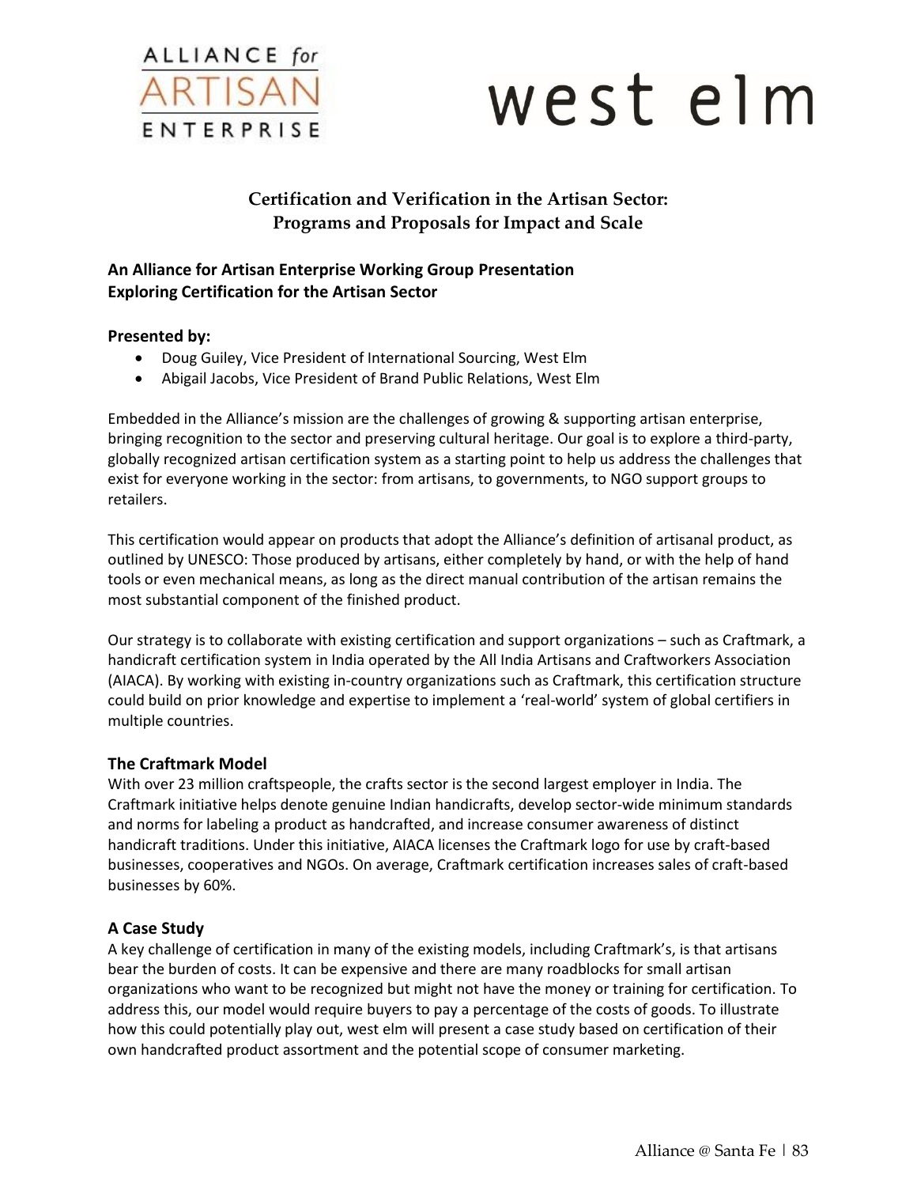ALLIANCE *for* ARTISAN ENTERPRISE

west elm

# Certification and Verification in the Artisan Sector: Programs and Proposals for Impact and Scale

**An Alliance for Artisan Enterprise Working Group Presentation**
**Exploring Certification for the Artisan Sector**

**Presented by:**

- Doug Guiley, Vice President of International Sourcing, West Elm
- Abigail Jacobs, Vice President of Brand Public Relations, West Elm

Embedded in the Alliance's mission are the challenges of growing & supporting artisan enterprise, bringing recognition to the sector and preserving cultural heritage. Our goal is to explore a third-party, globally recognized artisan certification system as a starting point to help us address the challenges that exist for everyone working in the sector: from artisans, to governments, to NGO support groups to retailers.

This certification would appear on products that adopt the Alliance's definition of artisanal product, as outlined by UNESCO: Those produced by artisans, either completely by hand, or with the help of hand tools or even mechanical means, as long as the direct manual contribution of the artisan remains the most substantial component of the finished product.

Our strategy is to collaborate with existing certification and support organizations – such as Craftmark, a handicraft certification system in India operated by the All India Artisans and Craftworkers Association (AIACA). By working with existing in-country organizations such as Craftmark, this certification structure could build on prior knowledge and expertise to implement a 'real-world' system of global certifiers in multiple countries.

### The Craftmark Model

With over 23 million craftspeople, the crafts sector is the second largest employer in India. The Craftmark initiative helps denote genuine Indian handicrafts, develop sector-wide minimum standards and norms for labeling a product as handcrafted, and increase consumer awareness of distinct handicraft traditions. Under this initiative, AIACA licenses the Craftmark logo for use by craft-based businesses, cooperatives and NGOs. On average, Craftmark certification increases sales of craft-based businesses by 60%.

### A Case Study

A key challenge of certification in many of the existing models, including Craftmark's, is that artisans bear the burden of costs. It can be expensive and there are many roadblocks for small artisan organizations who want to be recognized but might not have the money or training for certification. To address this, our model would require buyers to pay a percentage of the costs of goods. To illustrate how this could potentially play out, west elm will present a case study based on certification of their own handcrafted product assortment and the potential scope of consumer marketing.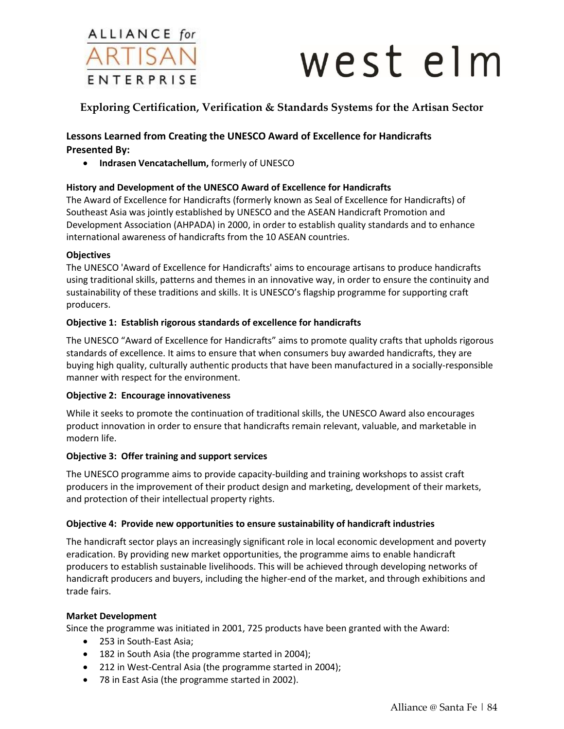ALLIANCE for ARTISAN ENTERPRISE

west elm

## Exploring Certification, Verification & Standards Systems for the Artisan Sector

### Lessons Learned from Creating the UNESCO Award of Excellence for Handicrafts

**Presented By:**

- **Indrasen Vencatachellum,** formerly of UNESCO

**History and Development of the UNESCO Award of Excellence for Handicrafts**

The Award of Excellence for Handicrafts (formerly known as Seal of Excellence for Handicrafts) of Southeast Asia was jointly established by UNESCO and the ASEAN Handicraft Promotion and Development Association (AHPADA) in 2000, in order to establish quality standards and to enhance international awareness of handicrafts from the 10 ASEAN countries.

**Objectives**

The UNESCO 'Award of Excellence for Handicrafts' aims to encourage artisans to produce handicrafts using traditional skills, patterns and themes in an innovative way, in order to ensure the continuity and sustainability of these traditions and skills. It is UNESCO's flagship programme for supporting craft producers.

**Objective 1: Establish rigorous standards of excellence for handicrafts**

The UNESCO "Award of Excellence for Handicrafts" aims to promote quality crafts that upholds rigorous standards of excellence. It aims to ensure that when consumers buy awarded handicrafts, they are buying high quality, culturally authentic products that have been manufactured in a socially-responsible manner with respect for the environment.

**Objective 2: Encourage innovativeness**

While it seeks to promote the continuation of traditional skills, the UNESCO Award also encourages product innovation in order to ensure that handicrafts remain relevant, valuable, and marketable in modern life.

**Objective 3: Offer training and support services**

The UNESCO programme aims to provide capacity-building and training workshops to assist craft producers in the improvement of their product design and marketing, development of their markets, and protection of their intellectual property rights.

**Objective 4: Provide new opportunities to ensure sustainability of handicraft industries**

The handicraft sector plays an increasingly significant role in local economic development and poverty eradication. By providing new market opportunities, the programme aims to enable handicraft producers to establish sustainable livelihoods. This will be achieved through developing networks of handicraft producers and buyers, including the higher-end of the market, and through exhibitions and trade fairs.

**Market Development**

Since the programme was initiated in 2001, 725 products have been granted with the Award:

- 253 in South-East Asia;
- 182 in South Asia (the programme started in 2004);
- 212 in West-Central Asia (the programme started in 2004);
- 78 in East Asia (the programme started in 2002).